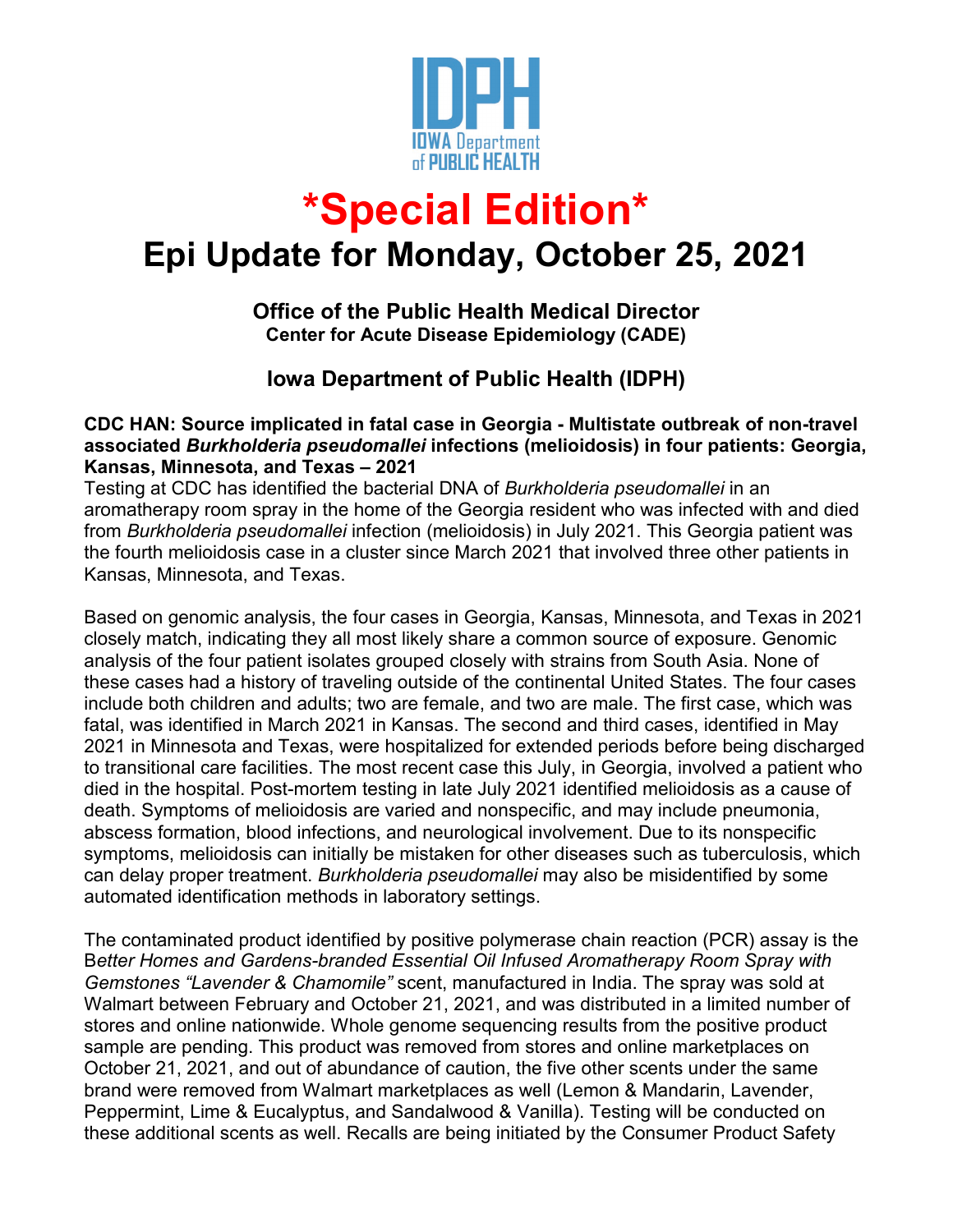IDPH
IOWA Department of PUBLIC HEALTH

# *Special Edition*

# Epi Update for Monday, October 25, 2021

### Office of the Public Health Medical Director
**Center for Acute Disease Epidemiology (CADE)**

### Iowa Department of Public Health (IDPH)

**CDC HAN: Source implicated in fatal case in Georgia - Multistate outbreak of non-travel associated *Burkholderia pseudomallei* infections (melioidosis) in four patients: Georgia, Kansas, Minnesota, and Texas – 2021**

Testing at CDC has identified the bacterial DNA of *Burkholderia pseudomallei* in an aromatherapy room spray in the home of the Georgia resident who was infected with and died from *Burkholderia pseudomallei* infection (melioidosis) in July 2021. This Georgia patient was the fourth melioidosis case in a cluster since March 2021 that involved three other patients in Kansas, Minnesota, and Texas.

Based on genomic analysis, the four cases in Georgia, Kansas, Minnesota, and Texas in 2021 closely match, indicating they all most likely share a common source of exposure. Genomic analysis of the four patient isolates grouped closely with strains from South Asia. None of these cases had a history of traveling outside of the continental United States. The four cases include both children and adults; two are female, and two are male. The first case, which was fatal, was identified in March 2021 in Kansas. The second and third cases, identified in May 2021 in Minnesota and Texas, were hospitalized for extended periods before being discharged to transitional care facilities. The most recent case this July, in Georgia, involved a patient who died in the hospital. Post-mortem testing in late July 2021 identified melioidosis as a cause of death. Symptoms of melioidosis are varied and nonspecific, and may include pneumonia, abscess formation, blood infections, and neurological involvement. Due to its nonspecific symptoms, melioidosis can initially be mistaken for other diseases such as tuberculosis, which can delay proper treatment. *Burkholderia pseudomallei* may also be misidentified by some automated identification methods in laboratory settings.

The contaminated product identified by positive polymerase chain reaction (PCR) assay is the B*etter Homes and Gardens-branded Essential Oil Infused Aromatherapy Room Spray with Gemstones "Lavender & Chamomile"* scent, manufactured in India. The spray was sold at Walmart between February and October 21, 2021, and was distributed in a limited number of stores and online nationwide. Whole genome sequencing results from the positive product sample are pending. This product was removed from stores and online marketplaces on October 21, 2021, and out of abundance of caution, the five other scents under the same brand were removed from Walmart marketplaces as well (Lemon & Mandarin, Lavender, Peppermint, Lime & Eucalyptus, and Sandalwood & Vanilla). Testing will be conducted on these additional scents as well. Recalls are being initiated by the Consumer Product Safety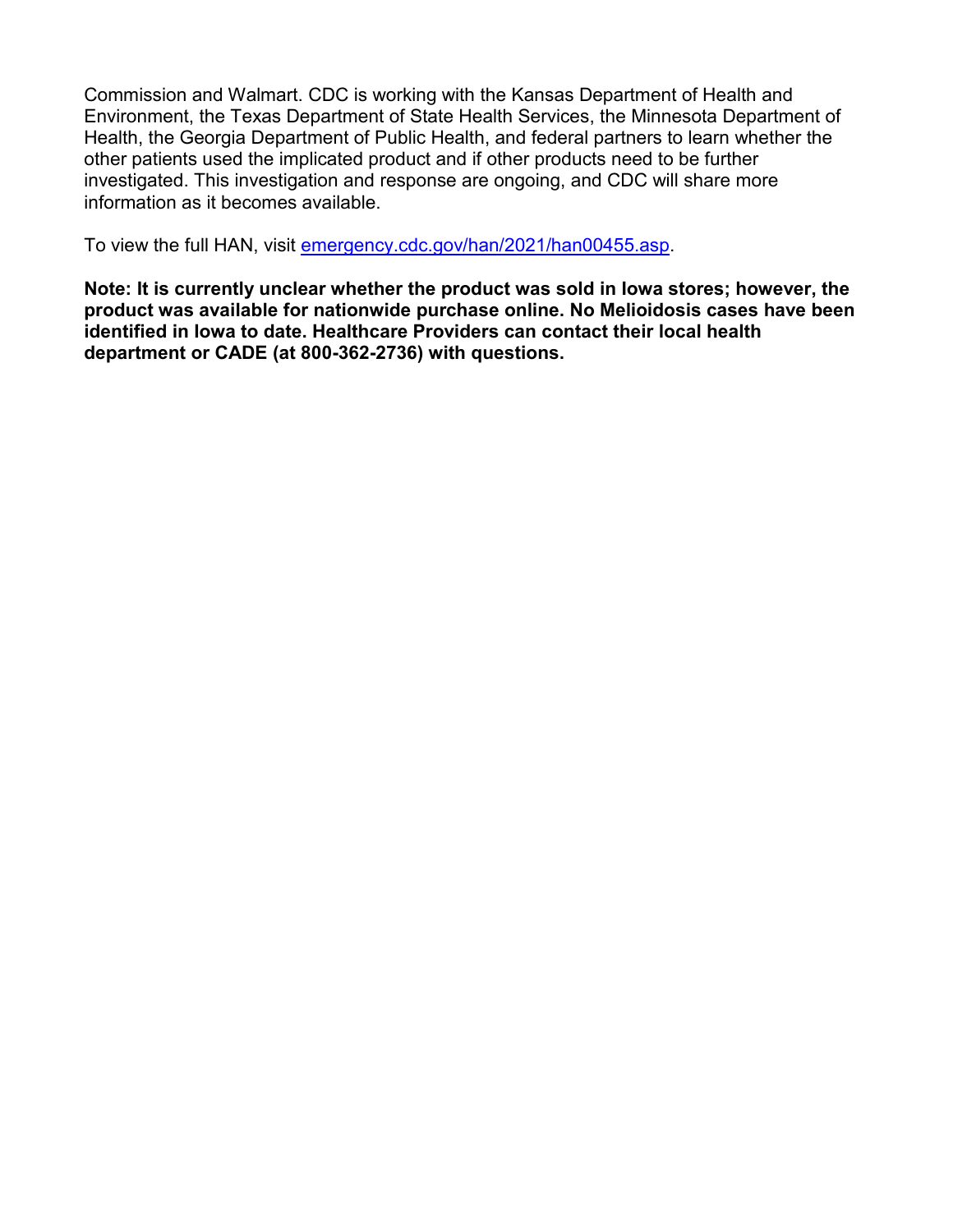Commission and Walmart. CDC is working with the Kansas Department of Health and Environment, the Texas Department of State Health Services, the Minnesota Department of Health, the Georgia Department of Public Health, and federal partners to learn whether the other patients used the implicated product and if other products need to be further investigated. This investigation and response are ongoing, and CDC will share more information as it becomes available.

To view the full HAN, visit [emergency.cdc.gov/han/2021/han00455.asp](https://emergency.cdc.gov/han/2021/han00455.asp).

**Note: It is currently unclear whether the product was sold in Iowa stores; however, the product was available for nationwide purchase online. No Melioidosis cases have been identified in Iowa to date. Healthcare Providers can contact their local health department or CADE (at 800-362-2736) with questions.**